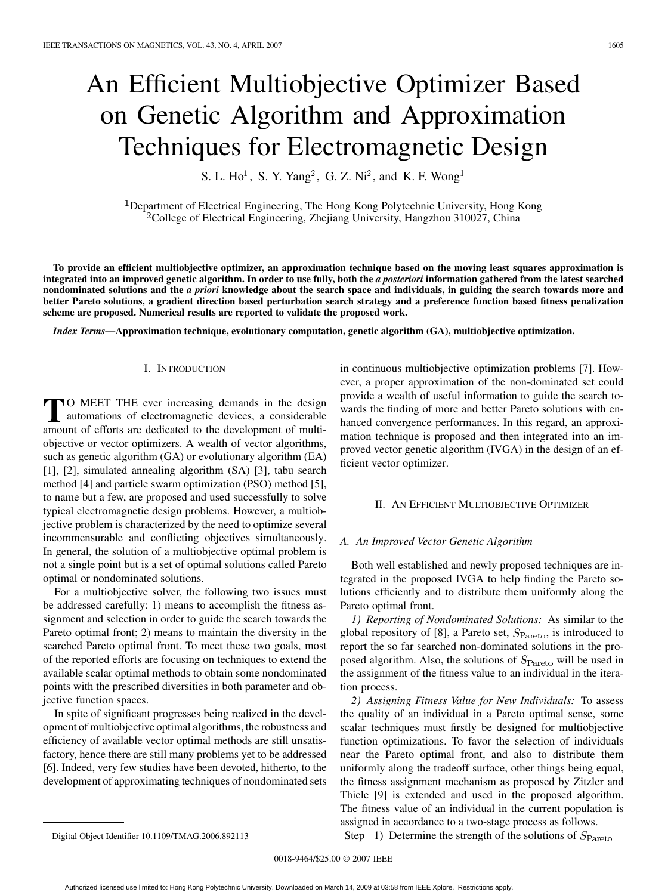# An Efficient Multiobjective Optimizer Based on Genetic Algorithm and Approximation Techniques for Electromagnetic Design

S. L. Ho[1], S. Y. Yang[2], G. Z. Ni[2], and K. F. Wong[1]

[1]Department of Electrical Engineering, The Hong Kong Polytechnic University, Hong Kong
[2]College of Electrical Engineering, Zhejiang University, Hangzhou 310027, China

**To provide an efficient multiobjective optimizer, an approximation technique based on the moving least squares approximation is integrated into an improved genetic algorithm. In order to use fully, both the *a posteriori* information gathered from the latest searched nondominated solutions and the *a priori* knowledge about the search space and individuals, in guiding the search towards more and better Pareto solutions, a gradient direction based perturbation search strategy and a preference function based fitness penalization scheme are proposed. Numerical results are reported to validate the proposed work.**

***Index Terms*—Approximation technique, evolutionary computation, genetic algorithm (GA), multiobjective optimization.**

## I. Introduction

To meet the ever increasing demands in the design automations of electromagnetic devices, a considerable amount of efforts are dedicated to the development of multiobjective or vector optimizers. A wealth of vector algorithms, such as genetic algorithm (GA) or evolutionary algorithm (EA) [1], [2], simulated annealing algorithm (SA) [3], tabu search method [4] and particle swarm optimization (PSO) method [5], to name but a few, are proposed and used successfully to solve typical electromagnetic design problems. However, a multiobjective problem is characterized by the need to optimize several incommensurable and conflicting objectives simultaneously. In general, the solution of a multiobjective optimal problem is not a single point but is a set of optimal solutions called Pareto optimal or nondominated solutions.

For a multiobjective solver, the following two issues must be addressed carefully: 1) means to accomplish the fitness assignment and selection in order to guide the search towards the Pareto optimal front; 2) means to maintain the diversity in the searched Pareto optimal front. To meet these two goals, most of the reported efforts are focusing on techniques to extend the available scalar optimal methods to obtain some nondominated points with the prescribed diversities in both parameter and objective function spaces.

In spite of significant progresses being realized in the development of multiobjective optimal algorithms, the robustness and efficiency of available vector optimal methods are still unsatisfactory, hence there are still many problems yet to be addressed [6]. Indeed, very few studies have been devoted, hitherto, to the development of approximating techniques of nondominated sets in continuous multiobjective optimization problems [7]. However, a proper approximation of the non-dominated set could provide a wealth of useful information to guide the search towards the finding of more and better Pareto solutions with enhanced convergence performances. In this regard, an approximation technique is proposed and then integrated into an improved vector genetic algorithm (IVGA) in the design of an efficient vector optimizer.

## II. An Efficient Multiobjective Optimizer

### A. An Improved Vector Genetic Algorithm

Both well established and newly proposed techniques are integrated in the proposed IVGA to help finding the Pareto solutions efficiently and to distribute them uniformly along the Pareto optimal front.

*1) Reporting of Nondominated Solutions:* As similar to the global repository of [8], a Pareto set, $S_{\text{Pareto}}$, is introduced to report the so far searched non-dominated solutions in the proposed algorithm. Also, the solutions of $S_{\text{Pareto}}$ will be used in the assignment of the fitness value to an individual in the iteration process.

*2) Assigning Fitness Value for New Individuals:* To assess the quality of an individual in a Pareto optimal sense, some scalar techniques must firstly be designed for multiobjective function optimizations. To favor the selection of individuals near the Pareto optimal front, and also to distribute them uniformly along the tradeoff surface, other things being equal, the fitness assignment mechanism as proposed by Zitzler and Thiele [9] is extended and used in the proposed algorithm. The fitness value of an individual in the current population is assigned in accordance to a two-stage process as follows.

Step 1) Determine the strength of the solutions of $S_{\text{Pareto}}$

Digital Object Identifier 10.1109/TMAG.2006.892113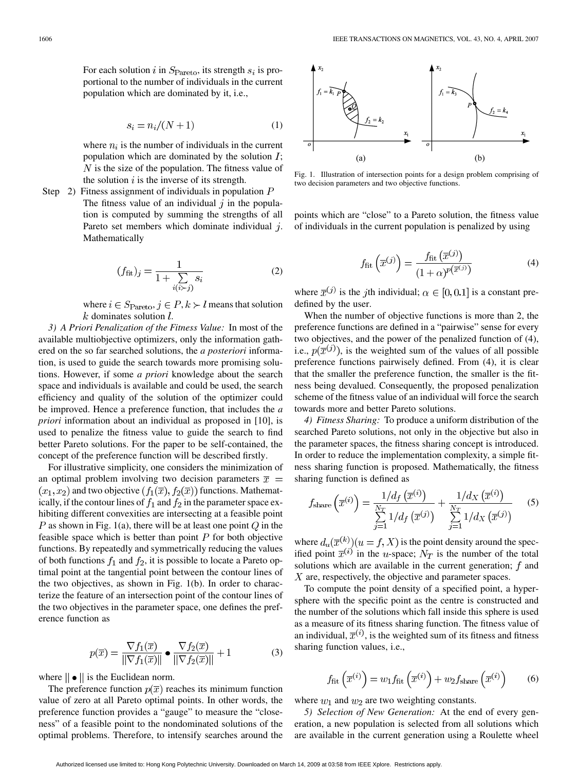For each solution $i$ in $S_{\text{Pareto}}$, its strength $s_i$ is proportional to the number of individuals in the current population which are dominated by it, i.e.,

$$s_i = n_i/(N+1) \tag{1}$$

where $n_i$ is the number of individuals in the current population which are dominated by the solution $I$; $N$ is the size of the population. The fitness value of the solution $i$ is the inverse of its strength.

Step 2) Fitness assignment of individuals in population $P$

The fitness value of an individual $j$ in the population is computed by summing the strengths of all Pareto set members which dominate individual $j$. Mathematically

$$(f_{\text{fit}})_j = \frac{1}{1 + \sum\limits_{i(i \succ j)} s_i} \tag{2}$$

where $i \in S_{\text{Pareto}}, j \in P, k \succ l$ means that solution $k$ dominates solution $l$.

*3) A Priori Penalization of the Fitness Value:* In most of the available multiobjective optimizers, only the information gathered on the so far searched solutions, the *a posteriori* information, is used to guide the search towards more promising solutions. However, if some *a priori* knowledge about the search space and individuals is available and could be used, the search efficiency and quality of the solution of the optimizer could be improved. Hence a preference function, that includes the *a priori* information about an individual as proposed in [10], is used to penalize the fitness value to guide the search to find better Pareto solutions. For the paper to be self-contained, the concept of the preference function will be described firstly.

For illustrative simplicity, one considers the minimization of an optimal problem involving two decision parameters $\overline{x} = (x_1, x_2)$ and two objective $(f_1(\overline{x}), f_2(\overline{x}))$ functions. Mathematically, if the contour lines of $f_1$ and $f_2$ in the parameter space exhibiting different convexities are intersecting at a feasible point $P$ as shown in Fig. 1(a), there will be at least one point $Q$ in the feasible space which is better than point $P$ for both objective functions. By repeatedly and symmetrically reducing the values of both functions $f_1$ and $f_2$, it is possible to locate a Pareto optimal point at the tangential point between the contour lines of the two objectives, as shown in Fig. 1(b). In order to characterize the feature of an intersection point of the contour lines of the two objectives in the parameter space, one defines the preference function as

$$p(\overline{x}) = \frac{\nabla f_1(\overline{x})}{\|\nabla f_1(\overline{x})\|} \bullet \frac{\nabla f_2(\overline{x})}{\|\nabla f_2(\overline{x})\|} + 1 \tag{3}$$

where $\| \bullet \|$ is the Euclidean norm.

The preference function $p(\overline{x})$ reaches its minimum function value of zero at all Pareto optimal points. In other words, the preference function provides a "gauge" to measure the "closeness" of a feasible point to the nondominated solutions of the optimal problems. Therefore, to intensify searches around the points which are "close" to a Pareto solution, the fitness value of individuals in the current population is penalized by using

$f_1 = k_1$ $P$ $Q$ $f_2 = k_2$ $x_1$ $x_2$ $o$

(a)

$f_1 = k_3$ $P$ $f_2 = k_4$ $x_1$ $x_2$ $o$

(b)

Fig. 1. Illustration of intersection points for a design problem comprising of two decision parameters and two objective functions.

$$f_{\text{fit}}\left(\overline{x}^{(j)}\right) = \frac{f_{\text{fit}}\left(\overline{x}^{(j)}\right)}{(1+\alpha)^{p\left(\overline{x}^{(j)}\right)}} \tag{4}$$

where $\overline{x}^{(j)}$ is the $j$th individual; $\alpha \in [0, 0.1]$ is a constant predefined by the user.

When the number of objective functions is more than 2, the preference functions are defined in a "pairwise" sense for every two objectives, and the power of the penalized function of (4), i.e., $p(\overline{x}^{(j)})$, is the weighted sum of the values of all possible preference functions pairwisely defined. From (4), it is clear that the smaller the preference function, the smaller is the fitness being devalued. Consequently, the proposed penalization scheme of the fitness value of an individual will force the search towards more and better Pareto solutions.

*4) Fitness Sharing:* To produce a uniform distribution of the searched Pareto solutions, not only in the objective but also in the parameter spaces, the fitness sharing concept is introduced. In order to reduce the implementation complexity, a simple fitness sharing function is proposed. Mathematically, the fitness sharing function is defined as

$$f_{\text{share}}\left(\overline{x}^{(i)}\right) = \frac{1/d_f\left(\overline{x}^{(i)}\right)}{\sum\limits_{j=1}^{N_T} 1/d_f\left(\overline{x}^{(j)}\right)} + \frac{1/d_X\left(\overline{x}^{(i)}\right)}{\sum\limits_{j=1}^{N_T} 1/d_X\left(\overline{x}^{(j)}\right)} \tag{5}$$

where $d_u(\overline{x}^{(k)}) (u = f, X)$ is the point density around the specified point $\overline{x}^{(i)}$ in the $u$-space; $N_T$ is the number of the total solutions which are available in the current generation; $f$ and $X$ are, respectively, the objective and parameter spaces.

To compute the point density of a specified point, a hypersphere with the specific point as the centre is constructed and the number of the solutions which fall inside this sphere is used as a measure of its fitness sharing function. The fitness value of an individual, $\overline{x}^{(i)}$, is the weighted sum of its fitness and fitness sharing function values, i.e.,

$$f_{\text{fit}}\left(\overline{x}^{(i)}\right) = w_1 f_{\text{fit}}\left(\overline{x}^{(i)}\right) + w_2 f_{\text{share}}\left(\overline{x}^{(i)}\right) \tag{6}$$

where $w_1$ and $w_2$ are two weighting constants.

*5) Selection of New Generation:* At the end of every generation, a new population is selected from all solutions which are available in the current generation using a Roulette wheel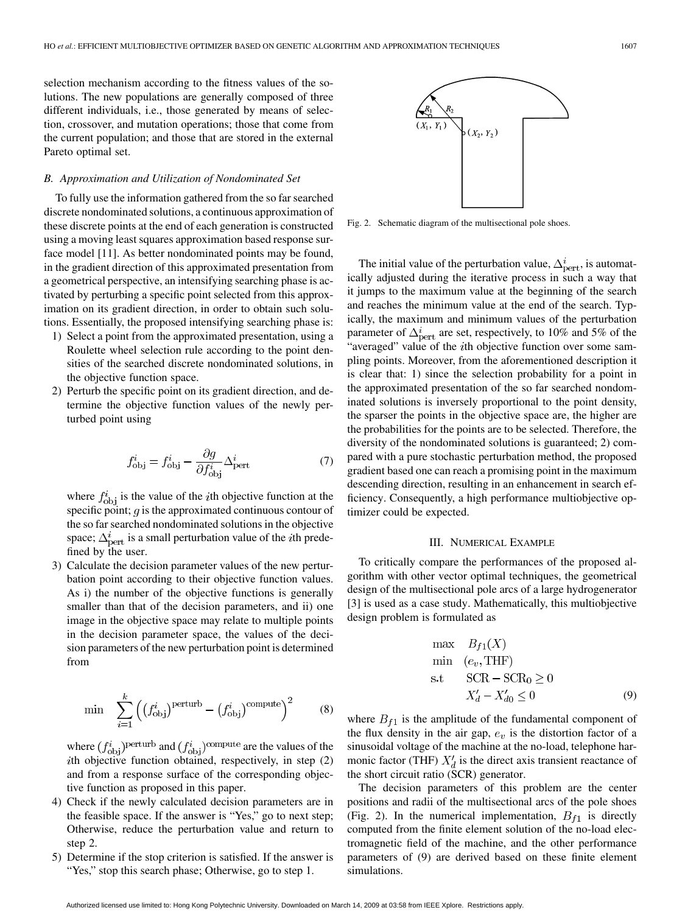selection mechanism according to the fitness values of the solutions. The new populations are generally composed of three different individuals, i.e., those generated by means of selection, crossover, and mutation operations; those that come from the current population; and those that are stored in the external Pareto optimal set.

### B. Approximation and Utilization of Nondominated Set

To fully use the information gathered from the so far searched discrete nondominated solutions, a continuous approximation of these discrete points at the end of each generation is constructed using a moving least squares approximation based response surface model [11]. As better nondominated points may be found, in the gradient direction of this approximated presentation from a geometrical perspective, an intensifying searching phase is activated by perturbing a specific point selected from this approximation on its gradient direction, in order to obtain such solutions. Essentially, the proposed intensifying searching phase is:

1) Select a point from the approximated presentation, using a Roulette wheel selection rule according to the point densities of the searched discrete nondominated solutions, in the objective function space.
2) Perturb the specific point on its gradient direction, and determine the objective function values of the newly perturbed point using

$$f_{\mathrm{obj}}^{i} = f_{\mathrm{obj}}^{i} - \frac{\partial g}{\partial f_{\mathrm{obj}}^{i}} \Delta_{\mathrm{pert}}^{i} \tag{7}$$

where $f_{\mathrm{obj}}^{i}$ is the value of the $i$th objective function at the specific point; $g$ is the approximated continuous contour of the so far searched nondominated solutions in the objective space; $\Delta_{\mathrm{pert}}^{i}$ is a small perturbation value of the $i$th predefined by the user.

3) Calculate the decision parameter values of the new perturbation point according to their objective function values. As i) the number of the objective functions is generally smaller than that of the decision parameters, and ii) one image in the objective space may relate to multiple points in the decision parameter space, the values of the decision parameters of the new perturbation point is determined from

$$\min \quad \sum_{i=1}^{k} \left( \left(f_{\mathrm{obj}}^{i}\right)^{\mathrm{perturb}} - \left(f_{\mathrm{obj}}^{i}\right)^{\mathrm{compute}} \right)^2 \tag{8}$$

where $\left(f_{\mathrm{obj}}^{i}\right)^{\mathrm{perturb}}$ and $\left(f_{\mathrm{obj}}^{i}\right)^{\mathrm{compute}}$ are the values of the $i$th objective function obtained, respectively, in step (2) and from a response surface of the corresponding objective function as proposed in this paper.

4) Check if the newly calculated decision parameters are in the feasible space. If the answer is "Yes," go to next step; Otherwise, reduce the perturbation value and return to step 2.
5) Determine if the stop criterion is satisfied. If the answer is "Yes," stop this search phase; Otherwise, go to step 1.

$R_1$ $R_2$ $(X_1, Y_1)$ $(X_2, Y_2)$

Fig. 2. Schematic diagram of the multisectional pole shoes.

The initial value of the perturbation value, $\Delta_{\mathrm{pert}}^{i}$, is automatically adjusted during the iterative process in such a way that it jumps to the maximum value at the beginning of the search and reaches the minimum value at the end of the search. Typically, the maximum and minimum values of the perturbation parameter of $\Delta_{\mathrm{pert}}^{i}$ are set, respectively, to 10% and 5% of the "averaged" value of the $i$th objective function over some sampling points. Moreover, from the aforementioned description it is clear that: 1) since the selection probability for a point in the approximated presentation of the so far searched nondominated solutions is inversely proportional to the point density, the sparser the points in the objective space are, the higher are the probabilities for the points are to be selected. Therefore, the diversity of the nondominated solutions is guaranteed; 2) compared with a pure stochastic perturbation method, the proposed gradient based one can reach a promising point in the maximum descending direction, resulting in an enhancement in search efficiency. Consequently, a high performance multiobjective optimizer could be expected.

## III. Numerical Example

To critically compare the performances of the proposed algorithm with other vector optimal techniques, the geometrical design of the multisectional pole arcs of a large hydrogenerator [3] is used as a case study. Mathematically, this multiobjective design problem is formulated as

$$\begin{aligned} \max \quad & B_{f1}(X) \\ \min \quad & (e_v, \mathrm{THF}) \\ \mathrm{s.t} \quad & \mathrm{SCR} - \mathrm{SCR}_0 \geq 0 \\ & X_d' - X_{d0}' \leq 0 \end{aligned} \tag{9}$$

where $B_{f1}$ is the amplitude of the fundamental component of the flux density in the air gap, $e_v$ is the distortion factor of a sinusoidal voltage of the machine at the no-load, telephone harmonic factor (THF) $X_d'$ is the direct axis transient reactance of the short circuit ratio (SCR) generator.

The decision parameters of this problem are the center positions and radii of the multisectional arcs of the pole shoes (Fig. 2). In the numerical implementation, $B_{f1}$ is directly computed from the finite element solution of the no-load electromagnetic field of the machine, and the other performance parameters of (9) are derived based on these finite element simulations.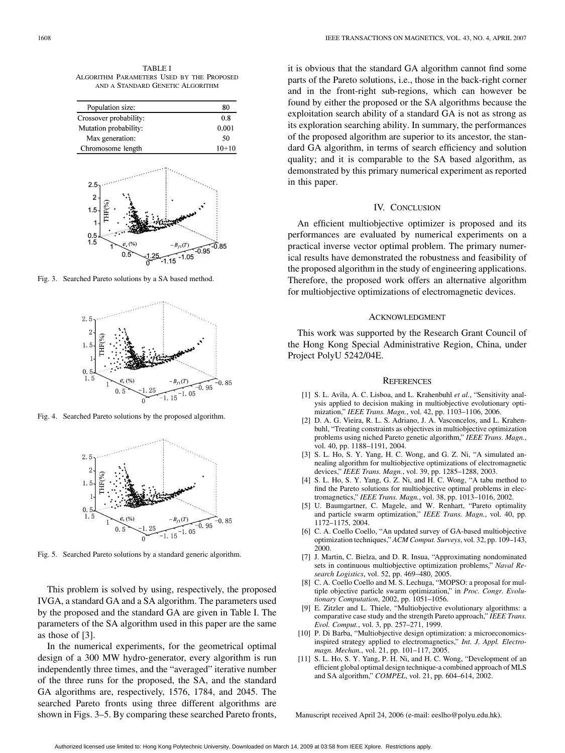TABLE I
ALGORITHM PARAMETERS USED BY THE PROPOSED AND A STANDARD GENETIC ALGORITHM

| | |
|---|---|
| Population size: | 80 |
| Crossover probability: | 0.8 |
| Mutation probability: | 0.001 |
| Max generation: | 50 |
| Chromosome length | 10+10 |

2.5
2
1.5
1
0.5
1.5
THF(%)
$e_r$ (%)
$-B_{f1}(T)$
1
0.5
0
-1.25
-1.15
-1.05
-0.95
-0.85

Fig. 3. Searched Pareto solutions by a SA based method.

2.5
2
1.5
1
0.5
1.5
THF(%)
$e_r$ (%)
$-B_{f1}(T)$
1
0.5
0
−1.25
−1.15
−1.05
−0.95
−0.85

Fig. 4. Searched Pareto solutions by the proposed algorithm.

2.5
2
1.5
1
0.5
1.5
THF(%)
$e_r$ (%)
$-B_{f1}(T)$
1
0.5
0
−1.25
−1.15
−1.05
−0.95
−0.85

Fig. 5. Searched Pareto solutions by a standard generic algorithm.

This problem is solved by using, respectively, the proposed IVGA, a standard GA and a SA algorithm. The parameters used by the proposed and the standard GA are given in Table I. The parameters of the SA algorithm used in this paper are the same as those of [3].

In the numerical experiments, for the geometrical optimal design of a 300 MW hydro-generator, every algorithm is run independently three times, and the "averaged" iterative number of the three runs for the proposed, the SA, and the standard GA algorithms are, respectively, 1576, 1784, and 2045. The searched Pareto fronts using three different algorithms are shown in Figs. 3–5. By comparing these searched Pareto fronts, it is obvious that the standard GA algorithm cannot find some parts of the Pareto solutions, i.e., those in the back-right corner and in the front-right sub-regions, which can however be found by either the proposed or the SA algorithms because the exploitation search ability of a standard GA is not as strong as its exploration searching ability. In summary, the performances of the proposed algorithm are superior to its ancestor, the standard GA algorithm, in terms of search efficiency and solution quality; and it is comparable to the SA based algorithm, as demonstrated by this primary numerical experiment as reported in this paper.

## IV. CONCLUSION

An efficient multiobjective optimizer is proposed and its performances are evaluated by numerical experiments on a practical inverse vector optimal problem. The primary numerical results have demonstrated the robustness and feasibility of the proposed algorithm in the study of engineering applications. Therefore, the proposed work offers an alternative algorithm for multiobjective optimizations of electromagnetic devices.

## ACKNOWLEDGMENT

This work was supported by the Research Grant Council of the Hong Kong Special Administrative Region, China, under Project PolyU 5242/04E.

## REFERENCES

[1] S. L. Avila, A. C. Lisboa, and L. Krahenbuhl *et al.*, "Sensitivity analysis applied to decision making in multiobjective evolutionary optimization," *IEEE Trans. Magn.*, vol. 42, pp. 1103–1106, 2006.

[2] D. A. G. Vieira, R. L. S. Adriano, J. A. Vasconcelos, and L. Krahenbuhl, "Treating constraints as objectives in multiobjective optimization problems using niched Pareto genetic algorithm," *IEEE Trans. Magn.*, vol. 40, pp. 1188–1191, 2004.

[3] S. L. Ho, S. Y. Yang, H. C. Wong, and G. Z. Ni, "A simulated annealing algorithm for multiobjective optimizations of electromagnetic devices," *IEEE Trans. Magn.*, vol. 39, pp. 1285–1288, 2003.

[4] S. L. Ho, S. Y. Yang, G. Z. Ni, and H. C. Wong, "A tabu method to find the Pareto solutions for multiobjective optimal problems in electromagnetics," *IEEE Trans. Magn.*, vol. 38, pp. 1013–1016, 2002.

[5] U. Baumgartner, C. Magele, and W. Renhart, "Pareto optimality and particle swarm optimization," *IEEE Trans. Magn.*, vol. 40, pp. 1172–1175, 2004.

[6] C. A. Coello Coello, "An updated survey of GA-based multiobjective optimization techniques," *ACM Comput. Surveys*, vol. 32, pp. 109–143, 2000.

[7] J. Martin, C. Bielza, and D. R. Insua, "Approximating nondominated sets in continuous multiobjective optimization problems," *Naval Research Logistics*, vol. 52, pp. 469–480, 2005.

[8] C. A. Coello Coello and M. S. Lechuga, "MOPSO: a proposal for multiple objective particle swarm optimization," in *Proc. Congr. Evolutionary Computation*, 2002, pp. 1051–1056.

[9] E. Zitzler and L. Thiele, "Multiobjective evolutionary algorithms: a comparative case study and the strength Pareto approach," *IEEE Trans. Evol. Comput.*, vol. 3, pp. 257–271, 1999.

[10] P. Di Barba, "Multiobjective design optimization: a microeconomics-inspired strategy applied to electromagnetics," *Int. J. Appl. Electromagn. Mechan.*, vol. 21, pp. 101–117, 2005.

[11] S. L. Ho, S. Y. Yang, P. H. Ni, and H. C. Wong, "Development of an efficient global optimal design technique-a combined approach of MLS and SA algorithm," *COMPEL*, vol. 21, pp. 604–614, 2002.

Manuscript received April 24, 2006 (e-mail: eeslho@polyu.edu.hk).